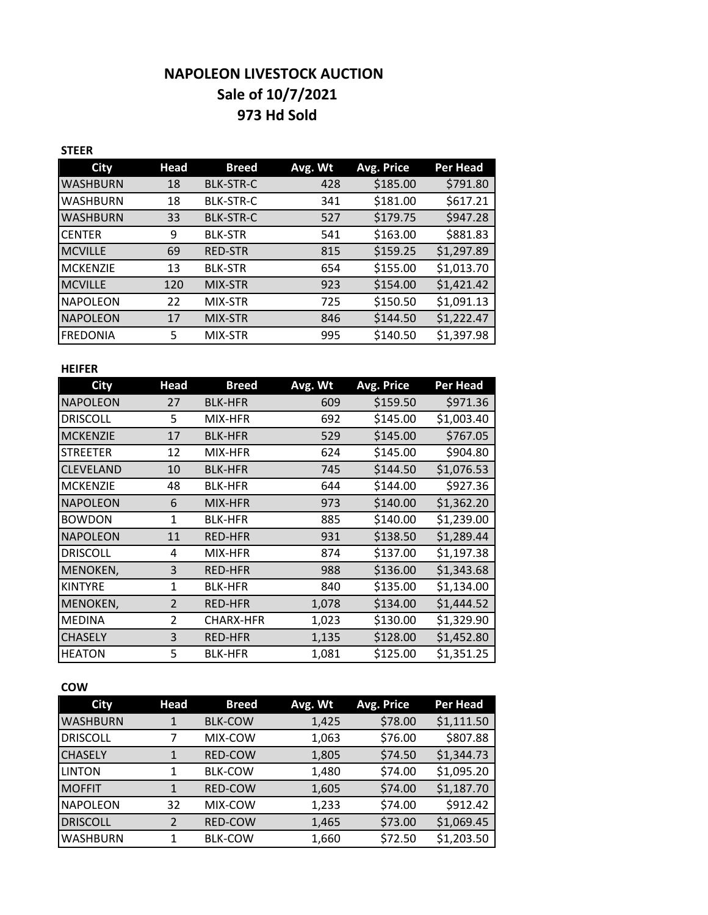# NAPOLEON LIVESTOCK AUCTION
## Sale of 10/7/2021
## 973 Hd Sold

**STEER**

| City | Head | Breed | Avg. Wt | Avg. Price | Per Head |
|---|---|---|---|---|---|
| WASHBURN | 18 | BLK-STR-C | 428 | $185.00 | $791.80 |
| WASHBURN | 18 | BLK-STR-C | 341 | $181.00 | $617.21 |
| WASHBURN | 33 | BLK-STR-C | 527 | $179.75 | $947.28 |
| CENTER | 9 | BLK-STR | 541 | $163.00 | $881.83 |
| MCVILLE | 69 | RED-STR | 815 | $159.25 | $1,297.89 |
| MCKENZIE | 13 | BLK-STR | 654 | $155.00 | $1,013.70 |
| MCVILLE | 120 | MIX-STR | 923 | $154.00 | $1,421.42 |
| NAPOLEON | 22 | MIX-STR | 725 | $150.50 | $1,091.13 |
| NAPOLEON | 17 | MIX-STR | 846 | $144.50 | $1,222.47 |
| FREDONIA | 5 | MIX-STR | 995 | $140.50 | $1,397.98 |

**HEIFER**

| City | Head | Breed | Avg. Wt | Avg. Price | Per Head |
|---|---|---|---|---|---|
| NAPOLEON | 27 | BLK-HFR | 609 | $159.50 | $971.36 |
| DRISCOLL | 5 | MIX-HFR | 692 | $145.00 | $1,003.40 |
| MCKENZIE | 17 | BLK-HFR | 529 | $145.00 | $767.05 |
| STREETER | 12 | MIX-HFR | 624 | $145.00 | $904.80 |
| CLEVELAND | 10 | BLK-HFR | 745 | $144.50 | $1,076.53 |
| MCKENZIE | 48 | BLK-HFR | 644 | $144.00 | $927.36 |
| NAPOLEON | 6 | MIX-HFR | 973 | $140.00 | $1,362.20 |
| BOWDON | 1 | BLK-HFR | 885 | $140.00 | $1,239.00 |
| NAPOLEON | 11 | RED-HFR | 931 | $138.50 | $1,289.44 |
| DRISCOLL | 4 | MIX-HFR | 874 | $137.00 | $1,197.38 |
| MENOKEN, | 3 | RED-HFR | 988 | $136.00 | $1,343.68 |
| KINTYRE | 1 | BLK-HFR | 840 | $135.00 | $1,134.00 |
| MENOKEN, | 2 | RED-HFR | 1,078 | $134.00 | $1,444.52 |
| MEDINA | 2 | CHARX-HFR | 1,023 | $130.00 | $1,329.90 |
| CHASELY | 3 | RED-HFR | 1,135 | $128.00 | $1,452.80 |
| HEATON | 5 | BLK-HFR | 1,081 | $125.00 | $1,351.25 |

**COW**

| City | Head | Breed | Avg. Wt | Avg. Price | Per Head |
|---|---|---|---|---|---|
| WASHBURN | 1 | BLK-COW | 1,425 | $78.00 | $1,111.50 |
| DRISCOLL | 7 | MIX-COW | 1,063 | $76.00 | $807.88 |
| CHASELY | 1 | RED-COW | 1,805 | $74.50 | $1,344.73 |
| LINTON | 1 | BLK-COW | 1,480 | $74.00 | $1,095.20 |
| MOFFIT | 1 | RED-COW | 1,605 | $74.00 | $1,187.70 |
| NAPOLEON | 32 | MIX-COW | 1,233 | $74.00 | $912.42 |
| DRISCOLL | 2 | RED-COW | 1,465 | $73.00 | $1,069.45 |
| WASHBURN | 1 | BLK-COW | 1,660 | $72.50 | $1,203.50 |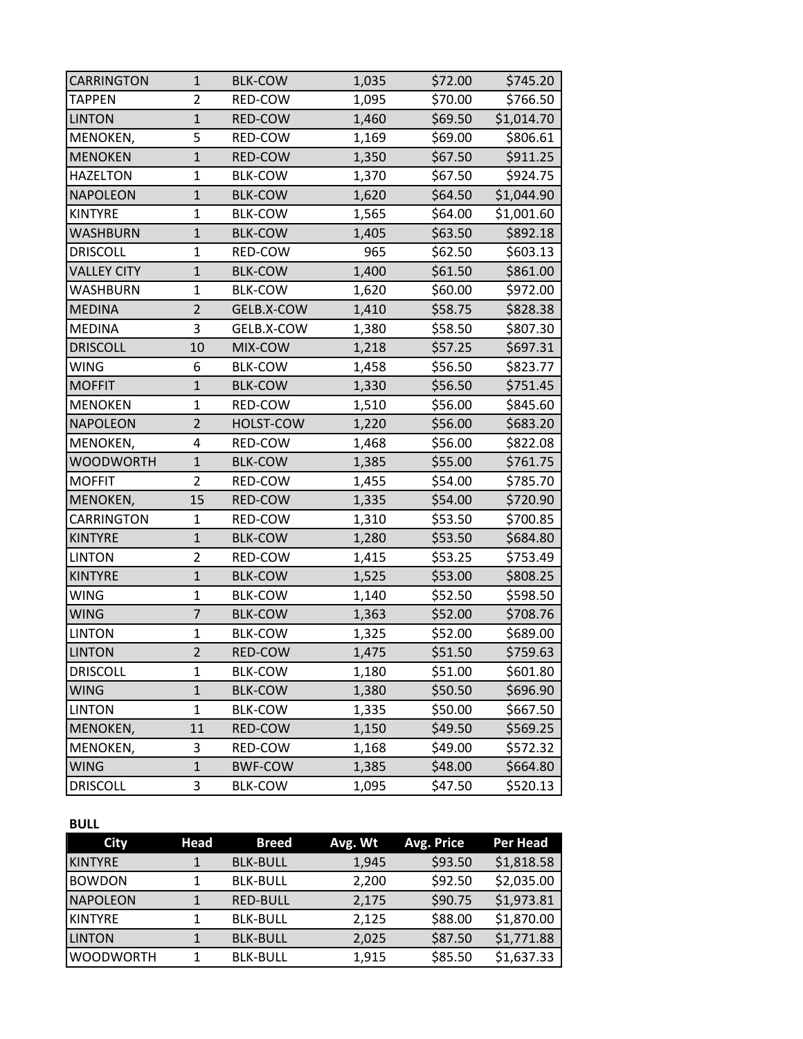| | | | | | |
|---|---|---|---|---|---|
| CARRINGTON | 1 | BLK-COW | 1,035 | $72.00 | $745.20 |
| TAPPEN | 2 | RED-COW | 1,095 | $70.00 | $766.50 |
| LINTON | 1 | RED-COW | 1,460 | $69.50 | $1,014.70 |
| MENOKEN, | 5 | RED-COW | 1,169 | $69.00 | $806.61 |
| MENOKEN | 1 | RED-COW | 1,350 | $67.50 | $911.25 |
| HAZELTON | 1 | BLK-COW | 1,370 | $67.50 | $924.75 |
| NAPOLEON | 1 | BLK-COW | 1,620 | $64.50 | $1,044.90 |
| KINTYRE | 1 | BLK-COW | 1,565 | $64.00 | $1,001.60 |
| WASHBURN | 1 | BLK-COW | 1,405 | $63.50 | $892.18 |
| DRISCOLL | 1 | RED-COW | 965 | $62.50 | $603.13 |
| VALLEY CITY | 1 | BLK-COW | 1,400 | $61.50 | $861.00 |
| WASHBURN | 1 | BLK-COW | 1,620 | $60.00 | $972.00 |
| MEDINA | 2 | GELB.X-COW | 1,410 | $58.75 | $828.38 |
| MEDINA | 3 | GELB.X-COW | 1,380 | $58.50 | $807.30 |
| DRISCOLL | 10 | MIX-COW | 1,218 | $57.25 | $697.31 |
| WING | 6 | BLK-COW | 1,458 | $56.50 | $823.77 |
| MOFFIT | 1 | BLK-COW | 1,330 | $56.50 | $751.45 |
| MENOKEN | 1 | RED-COW | 1,510 | $56.00 | $845.60 |
| NAPOLEON | 2 | HOLST-COW | 1,220 | $56.00 | $683.20 |
| MENOKEN, | 4 | RED-COW | 1,468 | $56.00 | $822.08 |
| WOODWORTH | 1 | BLK-COW | 1,385 | $55.00 | $761.75 |
| MOFFIT | 2 | RED-COW | 1,455 | $54.00 | $785.70 |
| MENOKEN, | 15 | RED-COW | 1,335 | $54.00 | $720.90 |
| CARRINGTON | 1 | RED-COW | 1,310 | $53.50 | $700.85 |
| KINTYRE | 1 | BLK-COW | 1,280 | $53.50 | $684.80 |
| LINTON | 2 | RED-COW | 1,415 | $53.25 | $753.49 |
| KINTYRE | 1 | BLK-COW | 1,525 | $53.00 | $808.25 |
| WING | 1 | BLK-COW | 1,140 | $52.50 | $598.50 |
| WING | 7 | BLK-COW | 1,363 | $52.00 | $708.76 |
| LINTON | 1 | BLK-COW | 1,325 | $52.00 | $689.00 |
| LINTON | 2 | RED-COW | 1,475 | $51.50 | $759.63 |
| DRISCOLL | 1 | BLK-COW | 1,180 | $51.00 | $601.80 |
| WING | 1 | BLK-COW | 1,380 | $50.50 | $696.90 |
| LINTON | 1 | BLK-COW | 1,335 | $50.00 | $667.50 |
| MENOKEN, | 11 | RED-COW | 1,150 | $49.50 | $569.25 |
| MENOKEN, | 3 | RED-COW | 1,168 | $49.00 | $572.32 |
| WING | 1 | BWF-COW | 1,385 | $48.00 | $664.80 |
| DRISCOLL | 3 | BLK-COW | 1,095 | $47.50 | $520.13 |

**BULL**

| City | Head | Breed | Avg. Wt | Avg. Price | Per Head |
|---|---|---|---|---|---|
| KINTYRE | 1 | BLK-BULL | 1,945 | $93.50 | $1,818.58 |
| BOWDON | 1 | BLK-BULL | 2,200 | $92.50 | $2,035.00 |
| NAPOLEON | 1 | RED-BULL | 2,175 | $90.75 | $1,973.81 |
| KINTYRE | 1 | BLK-BULL | 2,125 | $88.00 | $1,870.00 |
| LINTON | 1 | BLK-BULL | 2,025 | $87.50 | $1,771.88 |
| WOODWORTH | 1 | BLK-BULL | 1,915 | $85.50 | $1,637.33 |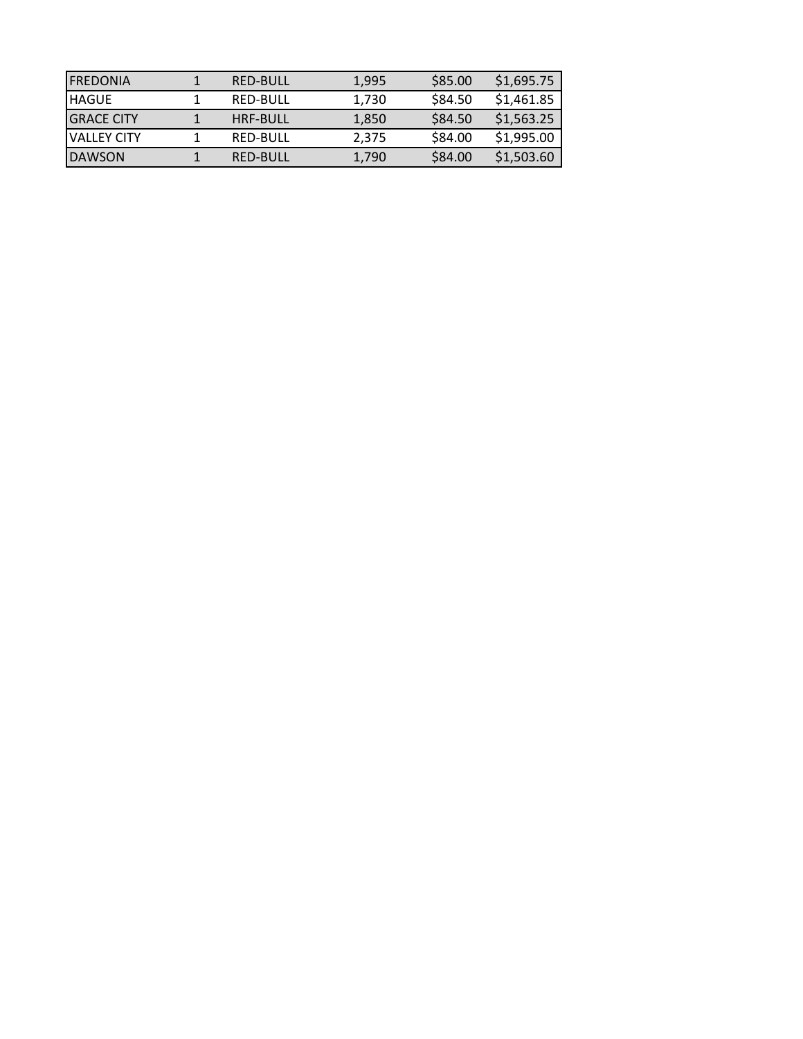| | | | | | |
|---|---|---|---|---|---|
| FREDONIA | 1 | RED-BULL | 1,995 | $85.00 | $1,695.75 |
| HAGUE | 1 | RED-BULL | 1,730 | $84.50 | $1,461.85 |
| GRACE CITY | 1 | HRF-BULL | 1,850 | $84.50 | $1,563.25 |
| VALLEY CITY | 1 | RED-BULL | 2,375 | $84.00 | $1,995.00 |
| DAWSON | 1 | RED-BULL | 1,790 | $84.00 | $1,503.60 |